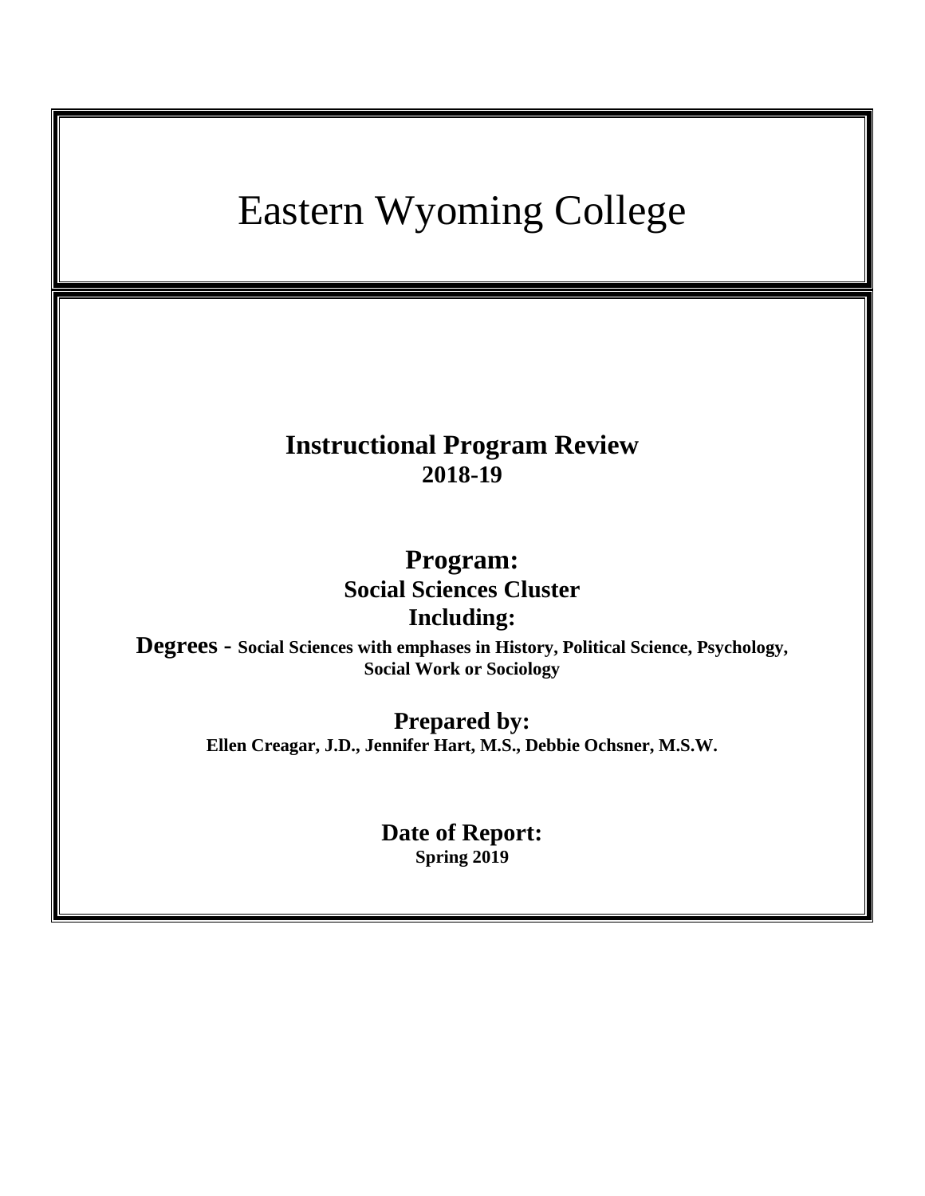# Eastern Wyoming College

## Instructional Program Review
**2018-19**

## Program:
**Social Sciences Cluster**
**Including:**

**Degrees - Social Sciences with emphases in History, Political Science, Psychology, Social Work or Sociology**

## Prepared by:
**Ellen Creagar, J.D., Jennifer Hart, M.S., Debbie Ochsner, M.S.W.**

## Date of Report:
**Spring 2019**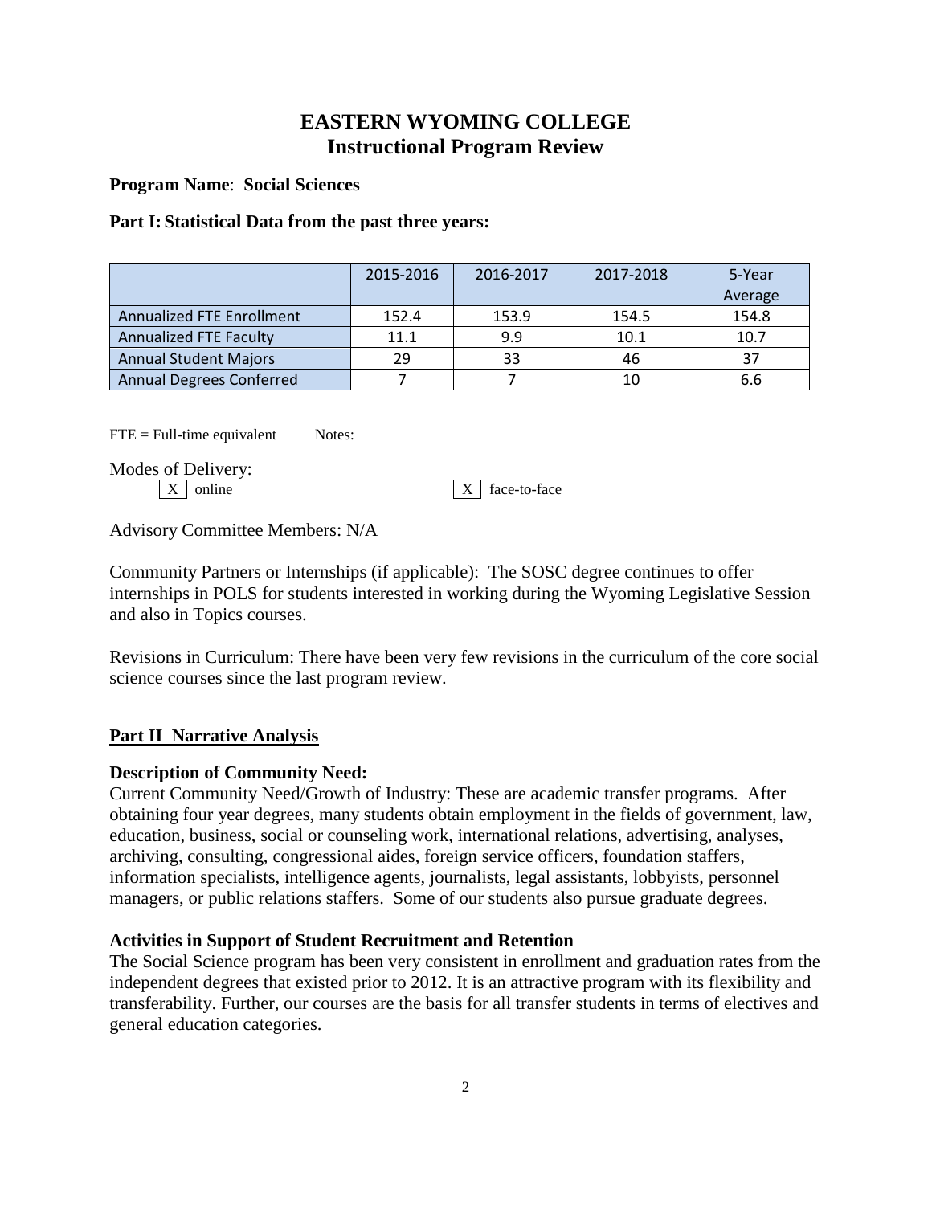# EASTERN WYOMING COLLEGE
# Instructional Program Review

**Program Name**: **Social Sciences**

**Part I: Statistical Data from the past three years:**

| | 2015-2016 | 2016-2017 | 2017-2018 | 5-Year Average |
|---|---|---|---|---|
| Annualized FTE Enrollment | 152.4 | 153.9 | 154.5 | 154.8 |
| Annualized FTE Faculty | 11.1 | 9.9 | 10.1 | 10.7 |
| Annual Student Majors | 29 | 33 | 46 | 37 |
| Annual Degrees Conferred | 7 | 7 | 10 | 6.6 |

FTE = Full-time equivalent Notes:

Modes of Delivery:

[X] online [X] face-to-face

Advisory Committee Members: N/A

Community Partners or Internships (if applicable): The SOSC degree continues to offer internships in POLS for students interested in working during the Wyoming Legislative Session and also in Topics courses.

Revisions in Curriculum: There have been very few revisions in the curriculum of the core social science courses since the last program review.

## Part II Narrative Analysis

**Description of Community Need:**

Current Community Need/Growth of Industry: These are academic transfer programs. After obtaining four year degrees, many students obtain employment in the fields of government, law, education, business, social or counseling work, international relations, advertising, analyses, archiving, consulting, congressional aides, foreign service officers, foundation staffers, information specialists, intelligence agents, journalists, legal assistants, lobbyists, personnel managers, or public relations staffers. Some of our students also pursue graduate degrees.

**Activities in Support of Student Recruitment and Retention**

The Social Science program has been very consistent in enrollment and graduation rates from the independent degrees that existed prior to 2012. It is an attractive program with its flexibility and transferability. Further, our courses are the basis for all transfer students in terms of electives and general education categories.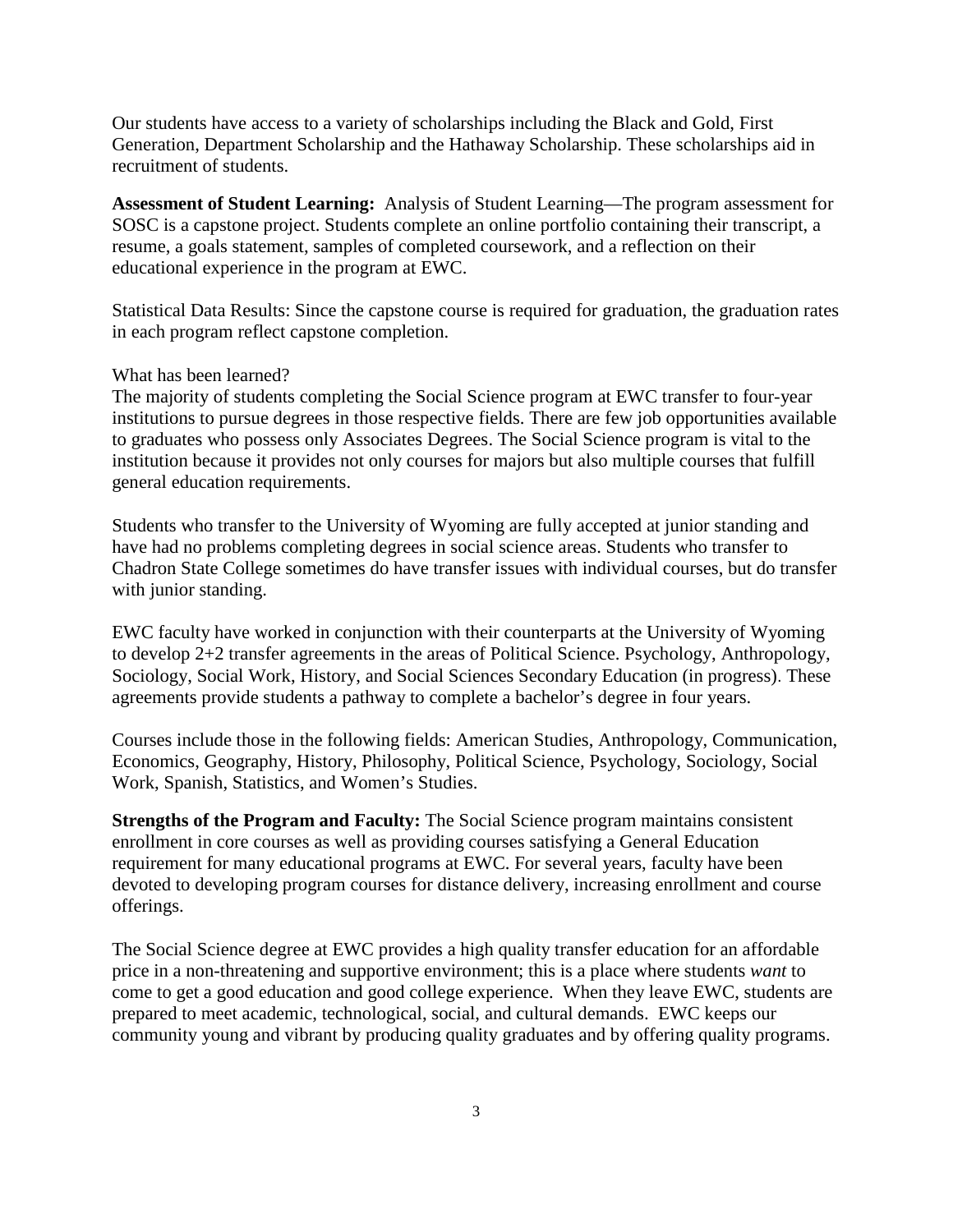Our students have access to a variety of scholarships including the Black and Gold, First Generation, Department Scholarship and the Hathaway Scholarship. These scholarships aid in recruitment of students.

**Assessment of Student Learning:** Analysis of Student Learning—The program assessment for SOSC is a capstone project. Students complete an online portfolio containing their transcript, a resume, a goals statement, samples of completed coursework, and a reflection on their educational experience in the program at EWC.

Statistical Data Results: Since the capstone course is required for graduation, the graduation rates in each program reflect capstone completion.

What has been learned?
The majority of students completing the Social Science program at EWC transfer to four-year institutions to pursue degrees in those respective fields. There are few job opportunities available to graduates who possess only Associates Degrees. The Social Science program is vital to the institution because it provides not only courses for majors but also multiple courses that fulfill general education requirements.

Students who transfer to the University of Wyoming are fully accepted at junior standing and have had no problems completing degrees in social science areas. Students who transfer to Chadron State College sometimes do have transfer issues with individual courses, but do transfer with junior standing.

EWC faculty have worked in conjunction with their counterparts at the University of Wyoming to develop 2+2 transfer agreements in the areas of Political Science. Psychology, Anthropology, Sociology, Social Work, History, and Social Sciences Secondary Education (in progress). These agreements provide students a pathway to complete a bachelor's degree in four years.

Courses include those in the following fields: American Studies, Anthropology, Communication, Economics, Geography, History, Philosophy, Political Science, Psychology, Sociology, Social Work, Spanish, Statistics, and Women's Studies.

**Strengths of the Program and Faculty:** The Social Science program maintains consistent enrollment in core courses as well as providing courses satisfying a General Education requirement for many educational programs at EWC. For several years, faculty have been devoted to developing program courses for distance delivery, increasing enrollment and course offerings.

The Social Science degree at EWC provides a high quality transfer education for an affordable price in a non-threatening and supportive environment; this is a place where students *want* to come to get a good education and good college experience. When they leave EWC, students are prepared to meet academic, technological, social, and cultural demands. EWC keeps our community young and vibrant by producing quality graduates and by offering quality programs.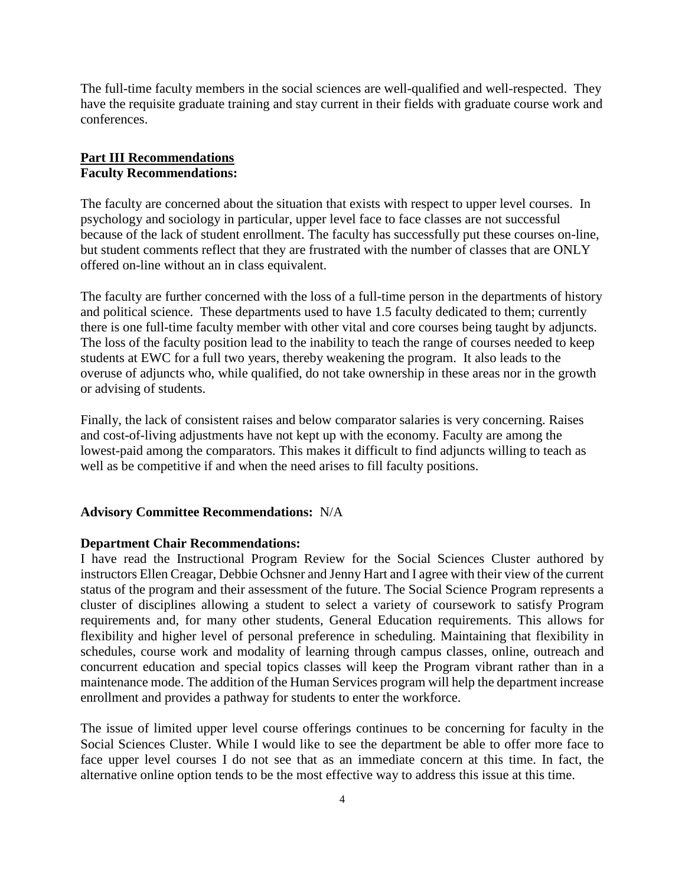The full-time faculty members in the social sciences are well-qualified and well-respected. They have the requisite graduate training and stay current in their fields with graduate course work and conferences.

## <u>Part III Recommendations</u>

**Faculty Recommendations:**

The faculty are concerned about the situation that exists with respect to upper level courses. In psychology and sociology in particular, upper level face to face classes are not successful because of the lack of student enrollment. The faculty has successfully put these courses on-line, but student comments reflect that they are frustrated with the number of classes that are ONLY offered on-line without an in class equivalent.

The faculty are further concerned with the loss of a full-time person in the departments of history and political science. These departments used to have 1.5 faculty dedicated to them; currently there is one full-time faculty member with other vital and core courses being taught by adjuncts. The loss of the faculty position lead to the inability to teach the range of courses needed to keep students at EWC for a full two years, thereby weakening the program. It also leads to the overuse of adjuncts who, while qualified, do not take ownership in these areas nor in the growth or advising of students.

Finally, the lack of consistent raises and below comparator salaries is very concerning. Raises and cost-of-living adjustments have not kept up with the economy. Faculty are among the lowest-paid among the comparators. This makes it difficult to find adjuncts willing to teach as well as be competitive if and when the need arises to fill faculty positions.

**Advisory Committee Recommendations:** N/A

**Department Chair Recommendations:**

I have read the Instructional Program Review for the Social Sciences Cluster authored by instructors Ellen Creagar, Debbie Ochsner and Jenny Hart and I agree with their view of the current status of the program and their assessment of the future. The Social Science Program represents a cluster of disciplines allowing a student to select a variety of coursework to satisfy Program requirements and, for many other students, General Education requirements. This allows for flexibility and higher level of personal preference in scheduling. Maintaining that flexibility in schedules, course work and modality of learning through campus classes, online, outreach and concurrent education and special topics classes will keep the Program vibrant rather than in a maintenance mode. The addition of the Human Services program will help the department increase enrollment and provides a pathway for students to enter the workforce.

The issue of limited upper level course offerings continues to be concerning for faculty in the Social Sciences Cluster. While I would like to see the department be able to offer more face to face upper level courses I do not see that as an immediate concern at this time. In fact, the alternative online option tends to be the most effective way to address this issue at this time.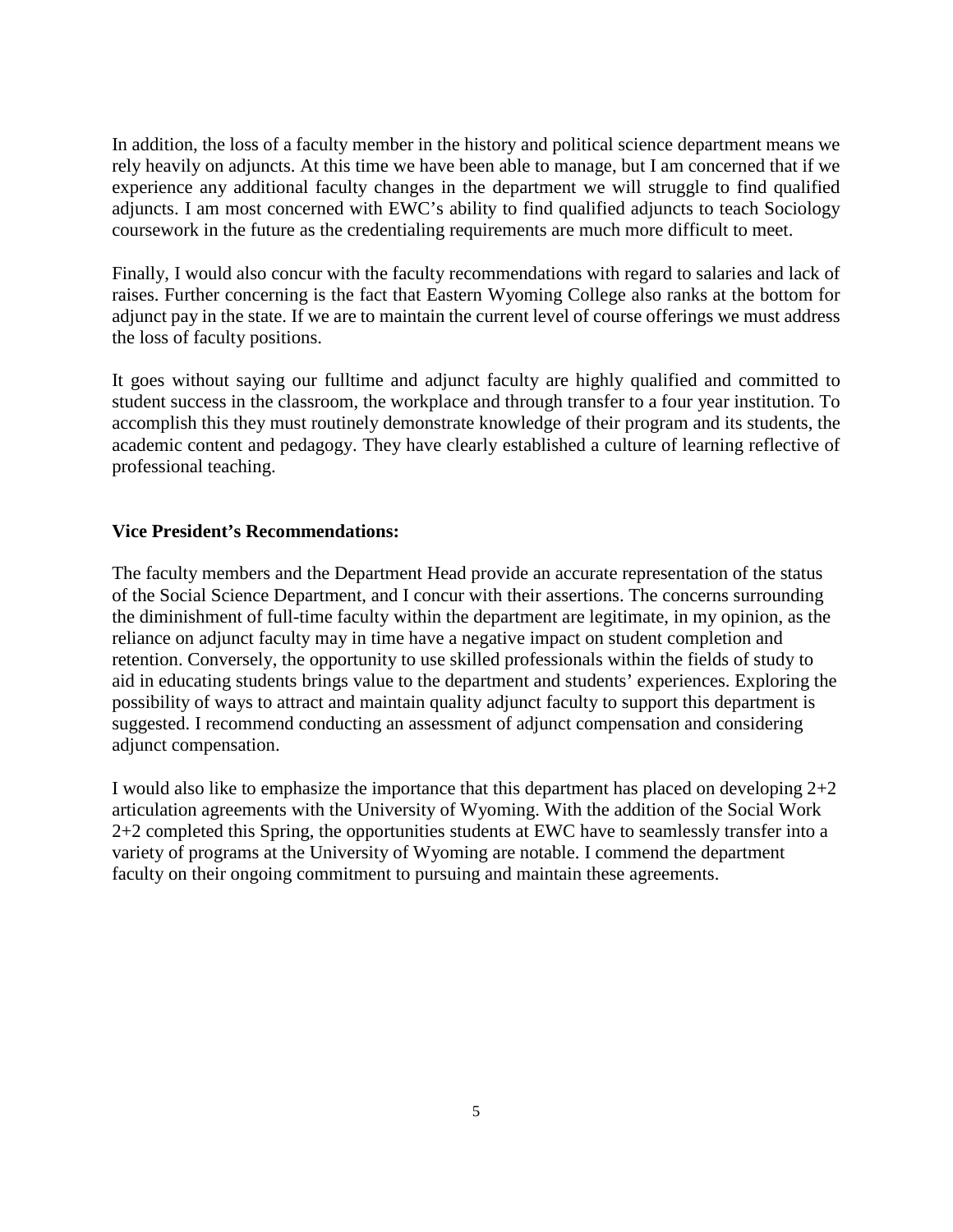In addition, the loss of a faculty member in the history and political science department means we rely heavily on adjuncts. At this time we have been able to manage, but I am concerned that if we experience any additional faculty changes in the department we will struggle to find qualified adjuncts. I am most concerned with EWC's ability to find qualified adjuncts to teach Sociology coursework in the future as the credentialing requirements are much more difficult to meet.

Finally, I would also concur with the faculty recommendations with regard to salaries and lack of raises. Further concerning is the fact that Eastern Wyoming College also ranks at the bottom for adjunct pay in the state. If we are to maintain the current level of course offerings we must address the loss of faculty positions.

It goes without saying our fulltime and adjunct faculty are highly qualified and committed to student success in the classroom, the workplace and through transfer to a four year institution. To accomplish this they must routinely demonstrate knowledge of their program and its students, the academic content and pedagogy. They have clearly established a culture of learning reflective of professional teaching.

**Vice President's Recommendations:**

The faculty members and the Department Head provide an accurate representation of the status of the Social Science Department, and I concur with their assertions. The concerns surrounding the diminishment of full-time faculty within the department are legitimate, in my opinion, as the reliance on adjunct faculty may in time have a negative impact on student completion and retention. Conversely, the opportunity to use skilled professionals within the fields of study to aid in educating students brings value to the department and students' experiences. Exploring the possibility of ways to attract and maintain quality adjunct faculty to support this department is suggested. I recommend conducting an assessment of adjunct compensation and considering adjunct compensation.

I would also like to emphasize the importance that this department has placed on developing 2+2 articulation agreements with the University of Wyoming. With the addition of the Social Work 2+2 completed this Spring, the opportunities students at EWC have to seamlessly transfer into a variety of programs at the University of Wyoming are notable. I commend the department faculty on their ongoing commitment to pursuing and maintain these agreements.